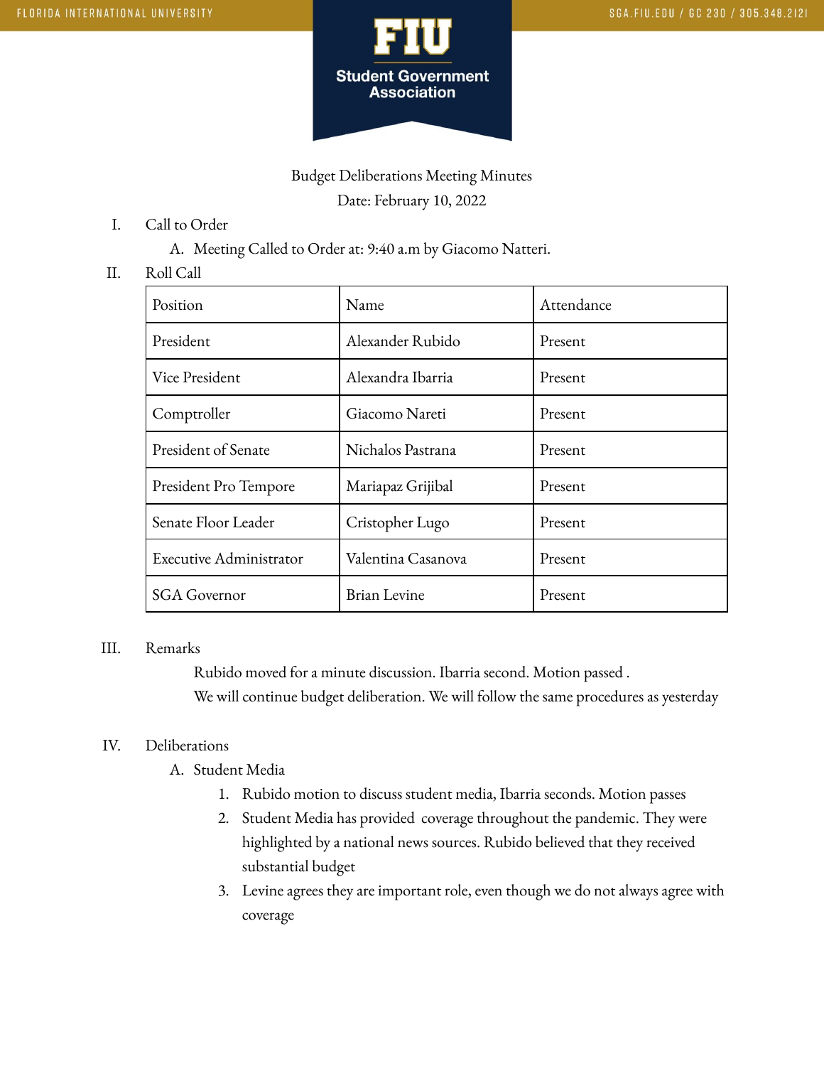Budget Deliberations Meeting Minutes

Date: February 10, 2022

I. Call to Order

   A. Meeting Called to Order at: 9:40 a.m by Giacomo Natteri.

II. Roll Call

| Position | Name | Attendance |
|---|---|---|
| President | Alexander Rubido | Present |
| Vice President | Alexandra Ibarria | Present |
| Comptroller | Giacomo Nareti | Present |
| President of Senate | Nichalos Pastrana | Present |
| President Pro Tempore | Mariapaz Grijibal | Present |
| Senate Floor Leader | Cristopher Lugo | Present |
| Executive Administrator | Valentina Casanova | Present |
| SGA Governor | Brian Levine | Present |

III. Remarks

Rubido moved for a minute discussion. Ibarria second. Motion passed .

We will continue budget deliberation. We will follow the same procedures as yesterday

IV. Deliberations

   A. Student Media

      1. Rubido motion to discuss student media, Ibarria seconds. Motion passes
      2. Student Media has provided coverage throughout the pandemic. They were highlighted by a national news sources. Rubido believed that they received substantial budget
      3. Levine agrees they are important role, even though we do not always agree with coverage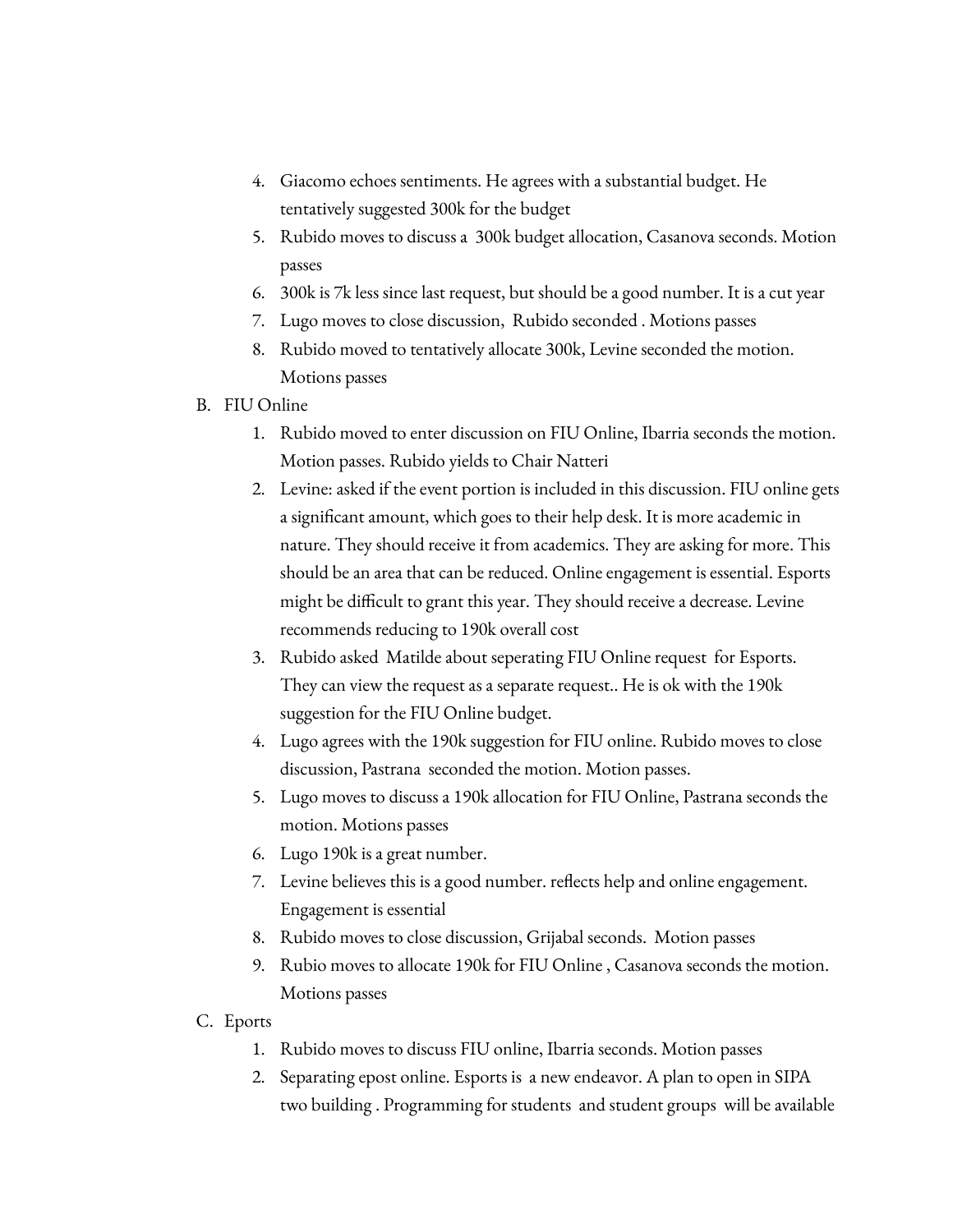4. Giacomo echoes sentiments. He agrees with a substantial budget. He tentatively suggested 300k for the budget
5. Rubido moves to discuss a  300k budget allocation, Casanova seconds. Motion passes
6. 300k is 7k less since last request, but should be a good number. It is a cut year
7. Lugo moves to close discussion,  Rubido seconded . Motions passes
8. Rubido moved to tentatively allocate 300k, Levine seconded the motion. Motions passes

B. FIU Online

1. Rubido moved to enter discussion on FIU Online, Ibarria seconds the motion. Motion passes. Rubido yields to Chair Natteri
2. Levine: asked if the event portion is included in this discussion. FIU online gets a significant amount, which goes to their help desk. It is more academic in nature. They should receive it from academics. They are asking for more. This should be an area that can be reduced. Online engagement is essential. Esports might be difficult to grant this year. They should receive a decrease. Levine recommends reducing to 190k overall cost
3. Rubido asked  Matilde about seperating FIU Online request  for Esports. They can view the request as a separate request.. He is ok with the 190k suggestion for the FIU Online budget.
4. Lugo agrees with the 190k suggestion for FIU online. Rubido moves to close discussion, Pastrana  seconded the motion. Motion passes.
5. Lugo moves to discuss a 190k allocation for FIU Online, Pastrana seconds the motion. Motions passes
6. Lugo 190k is a great number.
7. Levine believes this is a good number. reflects help and online engagement. Engagement is essential
8. Rubido moves to close discussion, Grijabal seconds.  Motion passes
9. Rubio moves to allocate 190k for FIU Online , Casanova seconds the motion. Motions passes

C. Eports

1. Rubido moves to discuss FIU online, Ibarria seconds. Motion passes
2. Separating epost online. Esports is  a new endeavor. A plan to open in SIPA two building . Programming for students  and student groups  will be available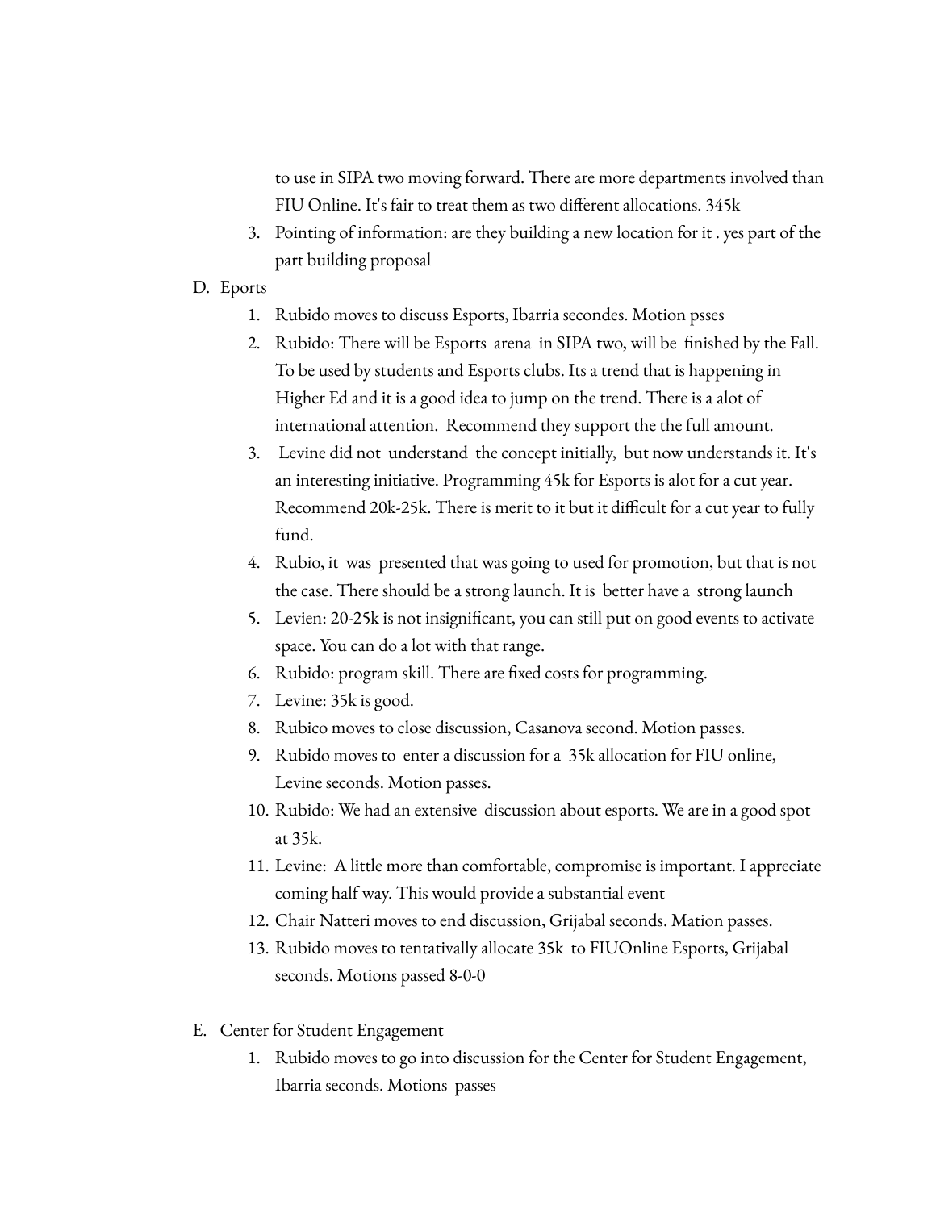to use in SIPA two moving forward. There are more departments involved than FIU Online. It's fair to treat them as two different allocations. 345k

3. Pointing of information: are they building a new location for it . yes part of the part building proposal

D. Eports

1. Rubido moves to discuss Esports, Ibarria secondes. Motion psses
2. Rubido: There will be Esports arena in SIPA two, will be finished by the Fall. To be used by students and Esports clubs. Its a trend that is happening in Higher Ed and it is a good idea to jump on the trend. There is a alot of international attention. Recommend they support the the full amount.
3. Levine did not understand the concept initially, but now understands it. It's an interesting initiative. Programming 45k for Esports is alot for a cut year. Recommend 20k-25k. There is merit to it but it difficult for a cut year to fully fund.
4. Rubio, it was presented that was going to used for promotion, but that is not the case. There should be a strong launch. It is better have a strong launch
5. Levien: 20-25k is not insignificant, you can still put on good events to activate space. You can do a lot with that range.
6. Rubido: program skill. There are fixed costs for programming.
7. Levine: 35k is good.
8. Rubico moves to close discussion, Casanova second. Motion passes.
9. Rubido moves to enter a discussion for a 35k allocation for FIU online, Levine seconds. Motion passes.
10. Rubido: We had an extensive discussion about esports. We are in a good spot at 35k.
11. Levine: A little more than comfortable, compromise is important. I appreciate coming half way. This would provide a substantial event
12. Chair Natteri moves to end discussion, Grijabal seconds. Mation passes.
13. Rubido moves to tentatively allocate 35k to FIUOnline Esports, Grijabal seconds. Motions passed 8-0-0

E. Center for Student Engagement

1. Rubido moves to go into discussion for the Center for Student Engagement, Ibarria seconds. Motions passes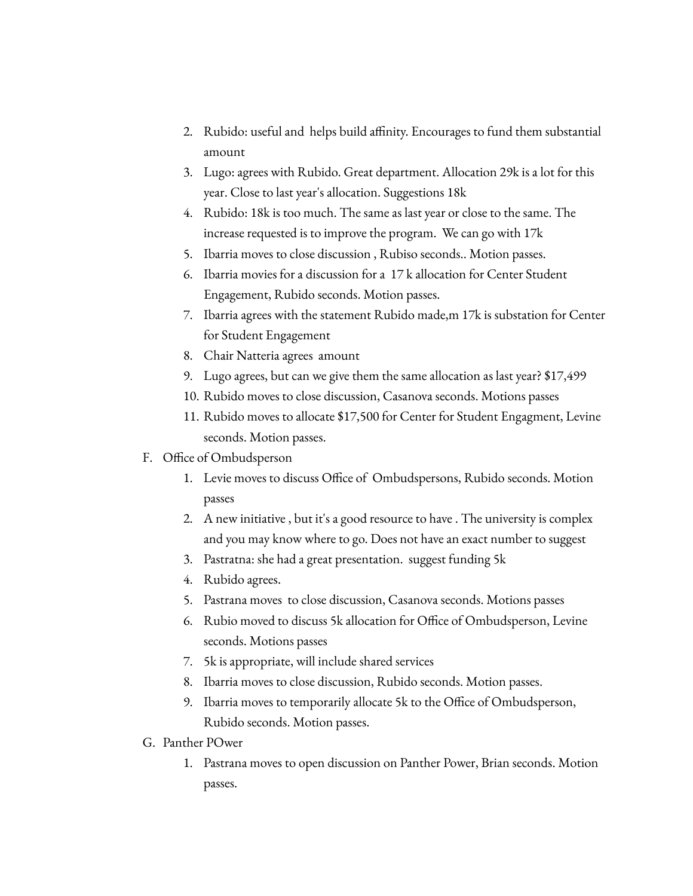2. Rubido: useful and helps build affinity. Encourages to fund them substantial amount
3. Lugo: agrees with Rubido. Great department. Allocation 29k is a lot for this year. Close to last year's allocation. Suggestions 18k
4. Rubido: 18k is too much. The same as last year or close to the same. The increase requested is to improve the program. We can go with 17k
5. Ibarria moves to close discussion , Rubiso seconds.. Motion passes.
6. Ibarria movies for a discussion for a 17 k allocation for Center Student Engagement, Rubido seconds. Motion passes.
7. Ibarria agrees with the statement Rubido made,m 17k is substation for Center for Student Engagement
8. Chair Natteria agrees amount
9. Lugo agrees, but can we give them the same allocation as last year? $17,499
10. Rubido moves to close discussion, Casanova seconds. Motions passes
11. Rubido moves to allocate $17,500 for Center for Student Engagment, Levine seconds. Motion passes.

F. Office of Ombudsperson
   1. Levie moves to discuss Office of Ombudspersons, Rubido seconds. Motion passes
   2. A new initiative , but it's a good resource to have . The university is complex and you may know where to go. Does not have an exact number to suggest
   3. Pastratna: she had a great presentation. suggest funding 5k
   4. Rubido agrees.
   5. Pastrana moves to close discussion, Casanova seconds. Motions passes
   6. Rubio moved to discuss 5k allocation for Office of Ombudsperson, Levine seconds. Motions passes
   7. 5k is appropriate, will include shared services
   8. Ibarria moves to close discussion, Rubido seconds. Motion passes.
   9. Ibarria moves to temporarily allocate 5k to the Office of Ombudsperson, Rubido seconds. Motion passes.

G. Panther POwer
   1. Pastrana moves to open discussion on Panther Power, Brian seconds. Motion passes.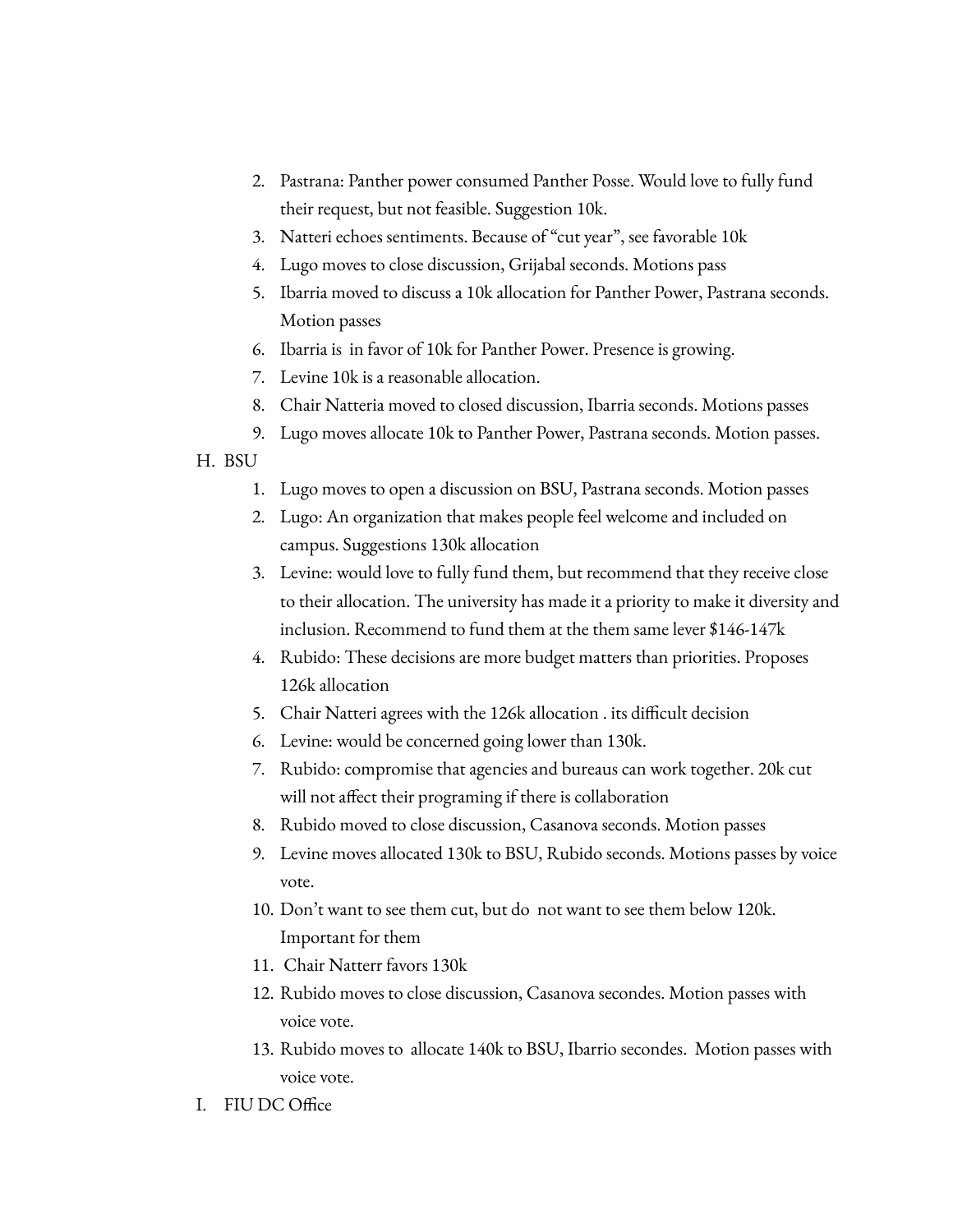2. Pastrana: Panther power consumed Panther Posse. Would love to fully fund their request, but not feasible. Suggestion 10k.
3. Natteri echoes sentiments. Because of "cut year", see favorable 10k
4. Lugo moves to close discussion, Grijabal seconds. Motions pass
5. Ibarria moved to discuss a 10k allocation for Panther Power, Pastrana seconds. Motion passes
6. Ibarria is in favor of 10k for Panther Power. Presence is growing.
7. Levine 10k is a reasonable allocation.
8. Chair Natteria moved to closed discussion, Ibarria seconds. Motions passes
9. Lugo moves allocate 10k to Panther Power, Pastrana seconds. Motion passes.

H. BSU
1. Lugo moves to open a discussion on BSU, Pastrana seconds. Motion passes
2. Lugo: An organization that makes people feel welcome and included on campus. Suggestions 130k allocation
3. Levine: would love to fully fund them, but recommend that they receive close to their allocation. The university has made it a priority to make it diversity and inclusion. Recommend to fund them at the them same lever $146-147k
4. Rubido: These decisions are more budget matters than priorities. Proposes 126k allocation
5. Chair Natteri agrees with the 126k allocation . its difficult decision
6. Levine: would be concerned going lower than 130k.
7. Rubido: compromise that agencies and bureaus can work together. 20k cut will not affect their programing if there is collaboration
8. Rubido moved to close discussion, Casanova seconds. Motion passes
9. Levine moves allocated 130k to BSU, Rubido seconds. Motions passes by voice vote.
10. Don't want to see them cut, but do not want to see them below 120k. Important for them
11. Chair Natterr favors 130k
12. Rubido moves to close discussion, Casanova secondes. Motion passes with voice vote.
13. Rubido moves to allocate 140k to BSU, Ibarrio secondes. Motion passes with voice vote.

I. FIU DC Office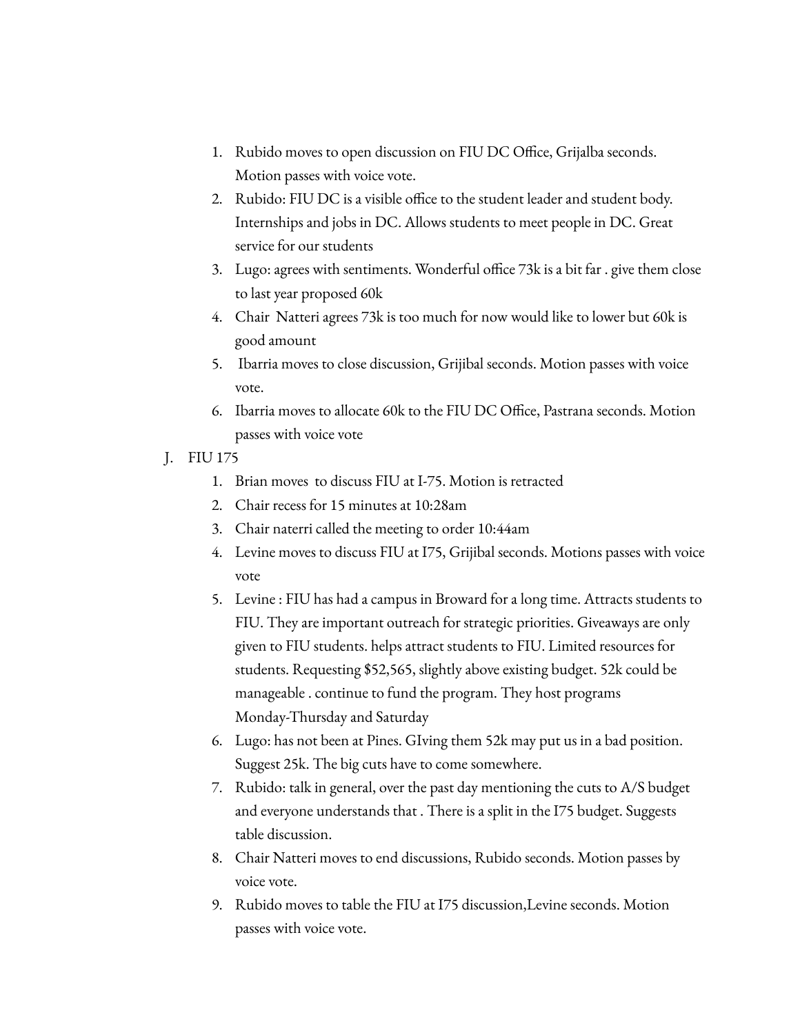1. Rubido moves to open discussion on FIU DC Office, Grijalba seconds. Motion passes with voice vote.
2. Rubido: FIU DC is a visible office to the student leader and student body. Internships and jobs in DC. Allows students to meet people in DC. Great service for our students
3. Lugo: agrees with sentiments. Wonderful office 73k is a bit far . give them close to last year proposed 60k
4. Chair Natteri agrees 73k is too much for now would like to lower but 60k is good amount
5. Ibarria moves to close discussion, Grijibal seconds. Motion passes with voice vote.
6. Ibarria moves to allocate 60k to the FIU DC Office, Pastrana seconds. Motion passes with voice vote

J. FIU 175

1. Brian moves to discuss FIU at I-75. Motion is retracted
2. Chair recess for 15 minutes at 10:28am
3. Chair naterri called the meeting to order 10:44am
4. Levine moves to discuss FIU at I75, Grijibal seconds. Motions passes with voice vote
5. Levine : FIU has had a campus in Broward for a long time. Attracts students to FIU. They are important outreach for strategic priorities. Giveaways are only given to FIU students. helps attract students to FIU. Limited resources for students. Requesting $52,565, slightly above existing budget. 52k could be manageable . continue to fund the program. They host programs Monday-Thursday and Saturday
6. Lugo: has not been at Pines. GIving them 52k may put us in a bad position. Suggest 25k. The big cuts have to come somewhere.
7. Rubido: talk in general, over the past day mentioning the cuts to A/S budget and everyone understands that . There is a split in the I75 budget. Suggests table discussion.
8. Chair Natteri moves to end discussions, Rubido seconds. Motion passes by voice vote.
9. Rubido moves to table the FIU at I75 discussion,Levine seconds. Motion passes with voice vote.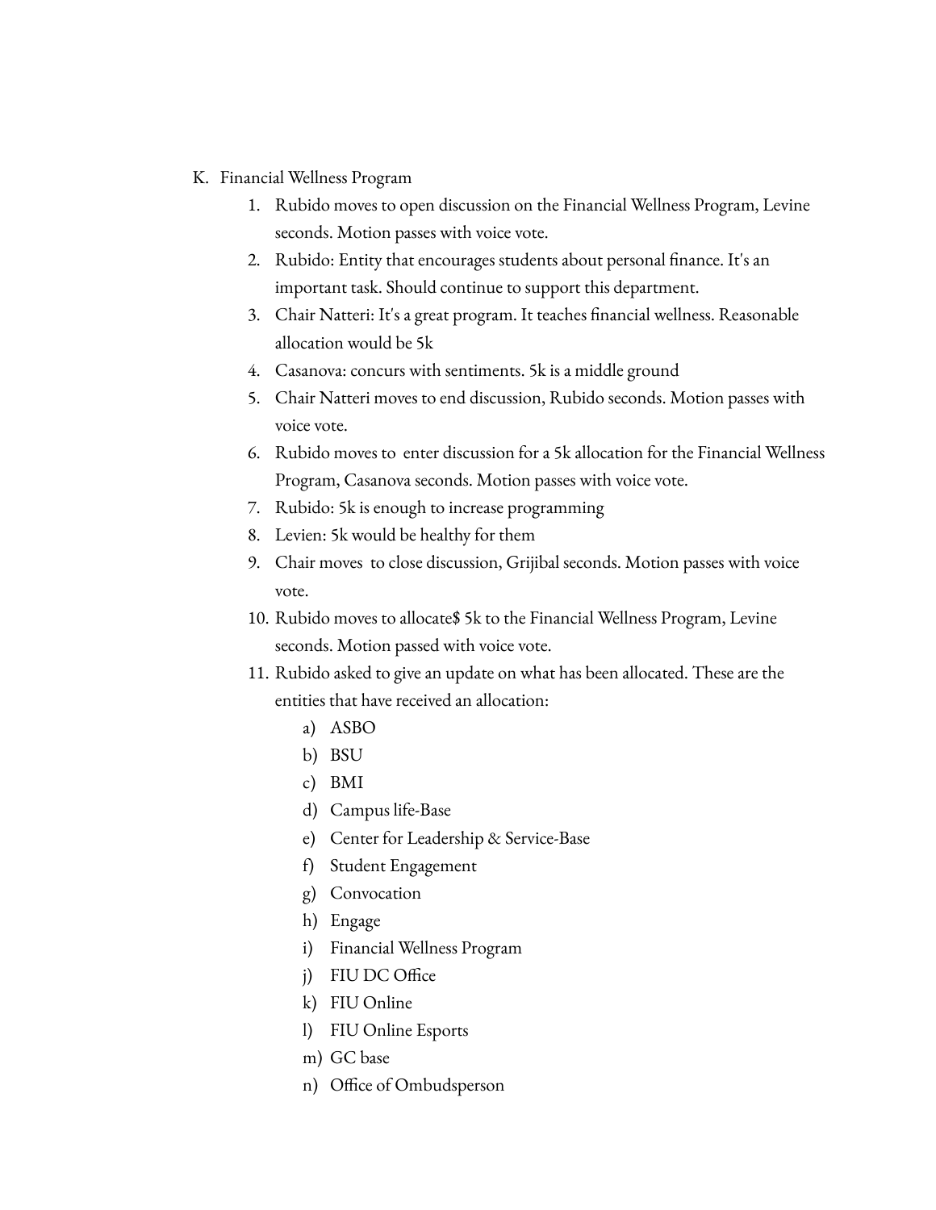K. Financial Wellness Program

1. Rubido moves to open discussion on the Financial Wellness Program, Levine seconds. Motion passes with voice vote.
2. Rubido: Entity that encourages students about personal finance. It's an important task. Should continue to support this department.
3. Chair Natteri: It's a great program. It teaches financial wellness. Reasonable allocation would be 5k
4. Casanova: concurs with sentiments. 5k is a middle ground
5. Chair Natteri moves to end discussion, Rubido seconds. Motion passes with voice vote.
6. Rubido moves to enter discussion for a 5k allocation for the Financial Wellness Program, Casanova seconds. Motion passes with voice vote.
7. Rubido: 5k is enough to increase programming
8. Levien: 5k would be healthy for them
9. Chair moves to close discussion, Grijibal seconds. Motion passes with voice vote.
10. Rubido moves to allocate$ 5k to the Financial Wellness Program, Levine seconds. Motion passed with voice vote.
11. Rubido asked to give an update on what has been allocated. These are the entities that have received an allocation:
    a) ASBO
    b) BSU
    c) BMI
    d) Campus life-Base
    e) Center for Leadership & Service-Base
    f) Student Engagement
    g) Convocation
    h) Engage
    i) Financial Wellness Program
    j) FIU DC Office
    k) FIU Online
    l) FIU Online Esports
    m) GC base
    n) Office of Ombudsperson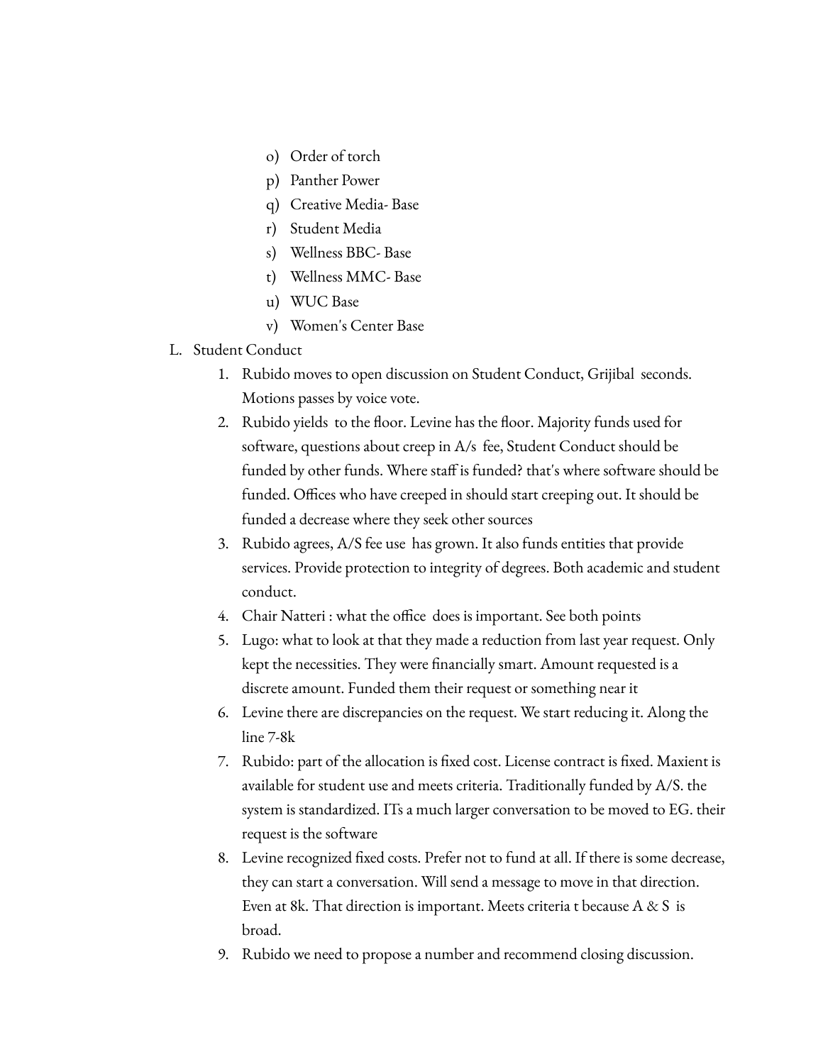o) Order of torch
p) Panther Power
q) Creative Media- Base
r) Student Media
s) Wellness BBC- Base
t) Wellness MMC- Base
u) WUC Base
v) Women's Center Base

L. Student Conduct

1. Rubido moves to open discussion on Student Conduct, Grijibal seconds. Motions passes by voice vote.
2. Rubido yields to the floor. Levine has the floor. Majority funds used for software, questions about creep in A/s fee, Student Conduct should be funded by other funds. Where staff is funded? that's where software should be funded. Offices who have creeped in should start creeping out. It should be funded a decrease where they seek other sources
3. Rubido agrees, A/S fee use has grown. It also funds entities that provide services. Provide protection to integrity of degrees. Both academic and student conduct.
4. Chair Natteri : what the office does is important. See both points
5. Lugo: what to look at that they made a reduction from last year request. Only kept the necessities. They were financially smart. Amount requested is a discrete amount. Funded them their request or something near it
6. Levine there are discrepancies on the request. We start reducing it. Along the line 7-8k
7. Rubido: part of the allocation is fixed cost. License contract is fixed. Maxient is available for student use and meets criteria. Traditionally funded by A/S. the system is standardized. ITs a much larger conversation to be moved to EG. their request is the software
8. Levine recognized fixed costs. Prefer not to fund at all. If there is some decrease, they can start a conversation. Will send a message to move in that direction. Even at 8k. That direction is important. Meets criteria t because A & S is broad.
9. Rubido we need to propose a number and recommend closing discussion.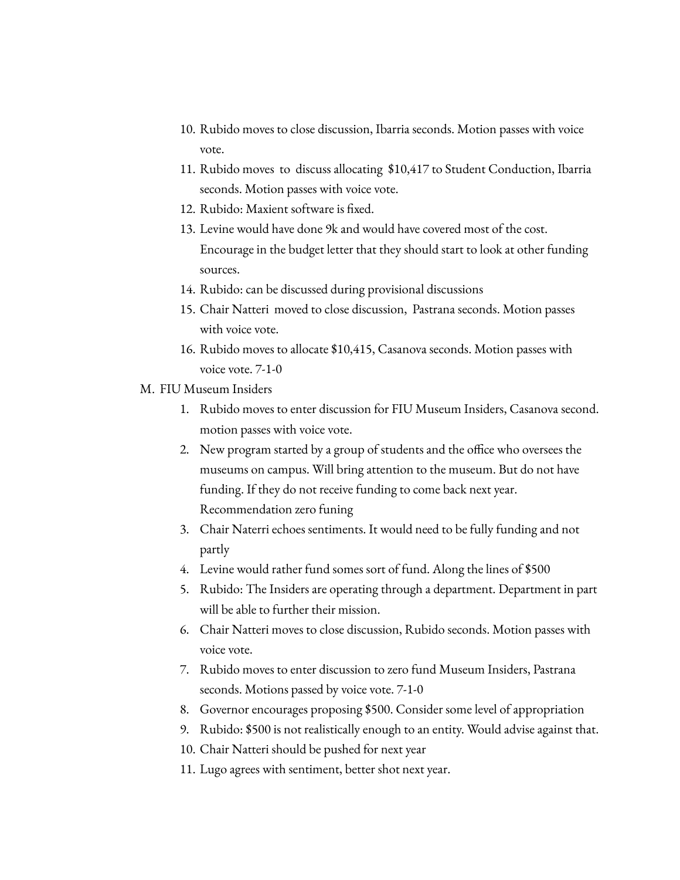10. Rubido moves to close discussion, Ibarria seconds. Motion passes with voice vote.
11. Rubido moves to discuss allocating $10,417 to Student Conduction, Ibarria seconds. Motion passes with voice vote.
12. Rubido: Maxient software is fixed.
13. Levine would have done 9k and would have covered most of the cost. Encourage in the budget letter that they should start to look at other funding sources.
14. Rubido: can be discussed during provisional discussions
15. Chair Natteri moved to close discussion, Pastrana seconds. Motion passes with voice vote.
16. Rubido moves to allocate $10,415, Casanova seconds. Motion passes with voice vote. 7-1-0

M. FIU Museum Insiders

1. Rubido moves to enter discussion for FIU Museum Insiders, Casanova second. motion passes with voice vote.
2. New program started by a group of students and the office who oversees the museums on campus. Will bring attention to the museum. But do not have funding. If they do not receive funding to come back next year. Recommendation zero funing
3. Chair Naterri echoes sentiments. It would need to be fully funding and not partly
4. Levine would rather fund somes sort of fund. Along the lines of $500
5. Rubido: The Insiders are operating through a department. Department in part will be able to further their mission.
6. Chair Natteri moves to close discussion, Rubido seconds. Motion passes with voice vote.
7. Rubido moves to enter discussion to zero fund Museum Insiders, Pastrana seconds. Motions passed by voice vote. 7-1-0
8. Governor encourages proposing $500. Consider some level of appropriation
9. Rubido: $500 is not realistically enough to an entity. Would advise against that.
10. Chair Natteri should be pushed for next year
11. Lugo agrees with sentiment, better shot next year.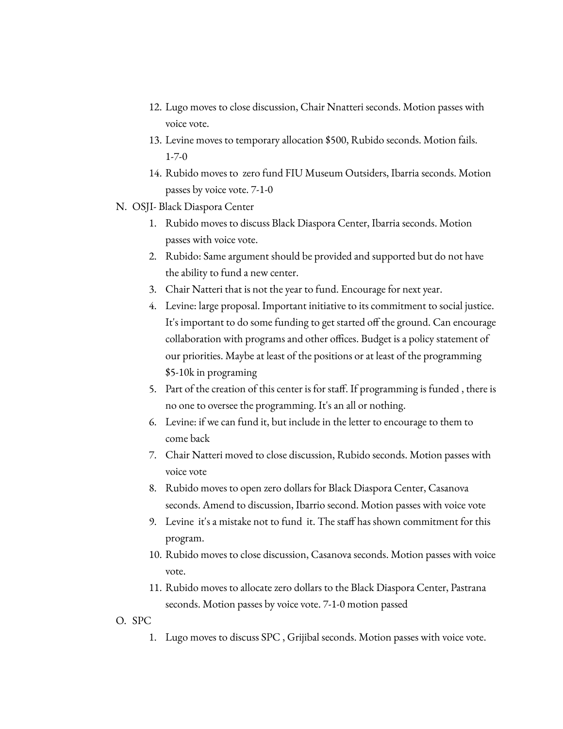12. Lugo moves to close discussion, Chair Nnatteri seconds. Motion passes with voice vote.
13. Levine moves to temporary allocation $500, Rubido seconds. Motion fails. 1-7-0
14. Rubido moves to zero fund FIU Museum Outsiders, Ibarria seconds. Motion passes by voice vote. 7-1-0

N. OSJI- Black Diaspora Center

1. Rubido moves to discuss Black Diaspora Center, Ibarria seconds. Motion passes with voice vote.
2. Rubido: Same argument should be provided and supported but do not have the ability to fund a new center.
3. Chair Natteri that is not the year to fund. Encourage for next year.
4. Levine: large proposal. Important initiative to its commitment to social justice. It's important to do some funding to get started off the ground. Can encourage collaboration with programs and other offices. Budget is a policy statement of our priorities. Maybe at least of the positions or at least of the programming $5-10k in programing
5. Part of the creation of this center is for staff. If programming is funded , there is no one to oversee the programming. It's an all or nothing.
6. Levine: if we can fund it, but include in the letter to encourage to them to come back
7. Chair Natteri moved to close discussion, Rubido seconds. Motion passes with voice vote
8. Rubido moves to open zero dollars for Black Diaspora Center, Casanova seconds. Amend to discussion, Ibarrio second. Motion passes with voice vote
9. Levine it's a mistake not to fund it. The staff has shown commitment for this program.
10. Rubido moves to close discussion, Casanova seconds. Motion passes with voice vote.
11. Rubido moves to allocate zero dollars to the Black Diaspora Center, Pastrana seconds. Motion passes by voice vote. 7-1-0 motion passed

O. SPC

1. Lugo moves to discuss SPC , Grijibal seconds. Motion passes with voice vote.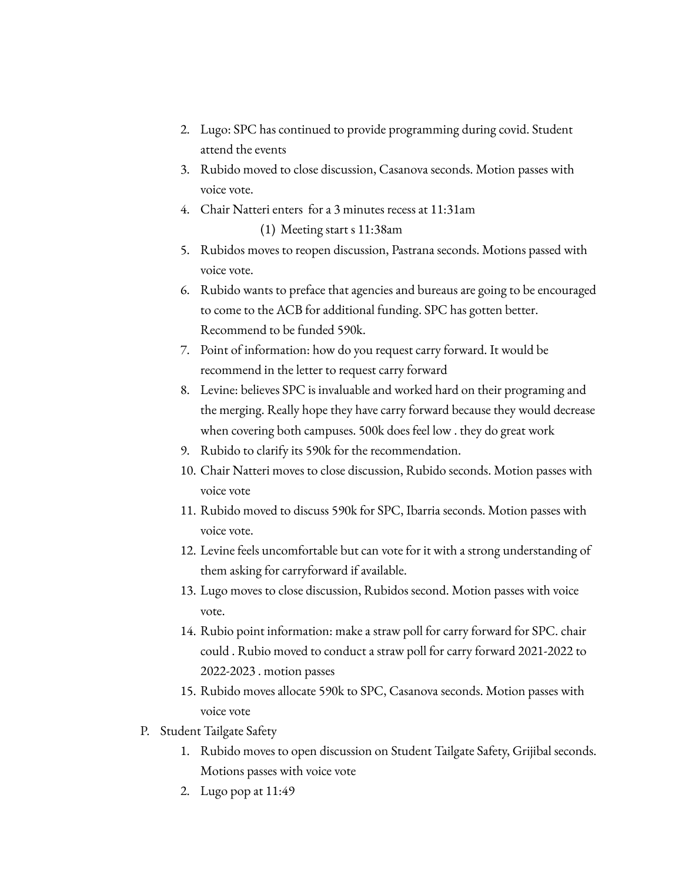2. Lugo: SPC has continued to provide programming during covid. Student attend the events
3. Rubido moved to close discussion, Casanova seconds. Motion passes with voice vote.
4. Chair Natteri enters for a 3 minutes recess at 11:31am
    (1) Meeting start s 11:38am
5. Rubidos moves to reopen discussion, Pastrana seconds. Motions passed with voice vote.
6. Rubido wants to preface that agencies and bureaus are going to be encouraged to come to the ACB for additional funding. SPC has gotten better. Recommend to be funded 590k.
7. Point of information: how do you request carry forward. It would be recommend in the letter to request carry forward
8. Levine: believes SPC is invaluable and worked hard on their programing and the merging. Really hope they have carry forward because they would decrease when covering both campuses. 500k does feel low . they do great work
9. Rubido to clarify its 590k for the recommendation.
10. Chair Natteri moves to close discussion, Rubido seconds. Motion passes with voice vote
11. Rubido moved to discuss 590k for SPC, Ibarria seconds. Motion passes with voice vote.
12. Levine feels uncomfortable but can vote for it with a strong understanding of them asking for carryforward if available.
13. Lugo moves to close discussion, Rubidos second. Motion passes with voice vote.
14. Rubio point information: make a straw poll for carry forward for SPC. chair could . Rubio moved to conduct a straw poll for carry forward 2021-2022 to 2022-2023 . motion passes
15. Rubido moves allocate 590k to SPC, Casanova seconds. Motion passes with voice vote

P. Student Tailgate Safety
1. Rubido moves to open discussion on Student Tailgate Safety, Grijibal seconds. Motions passes with voice vote
2. Lugo pop at 11:49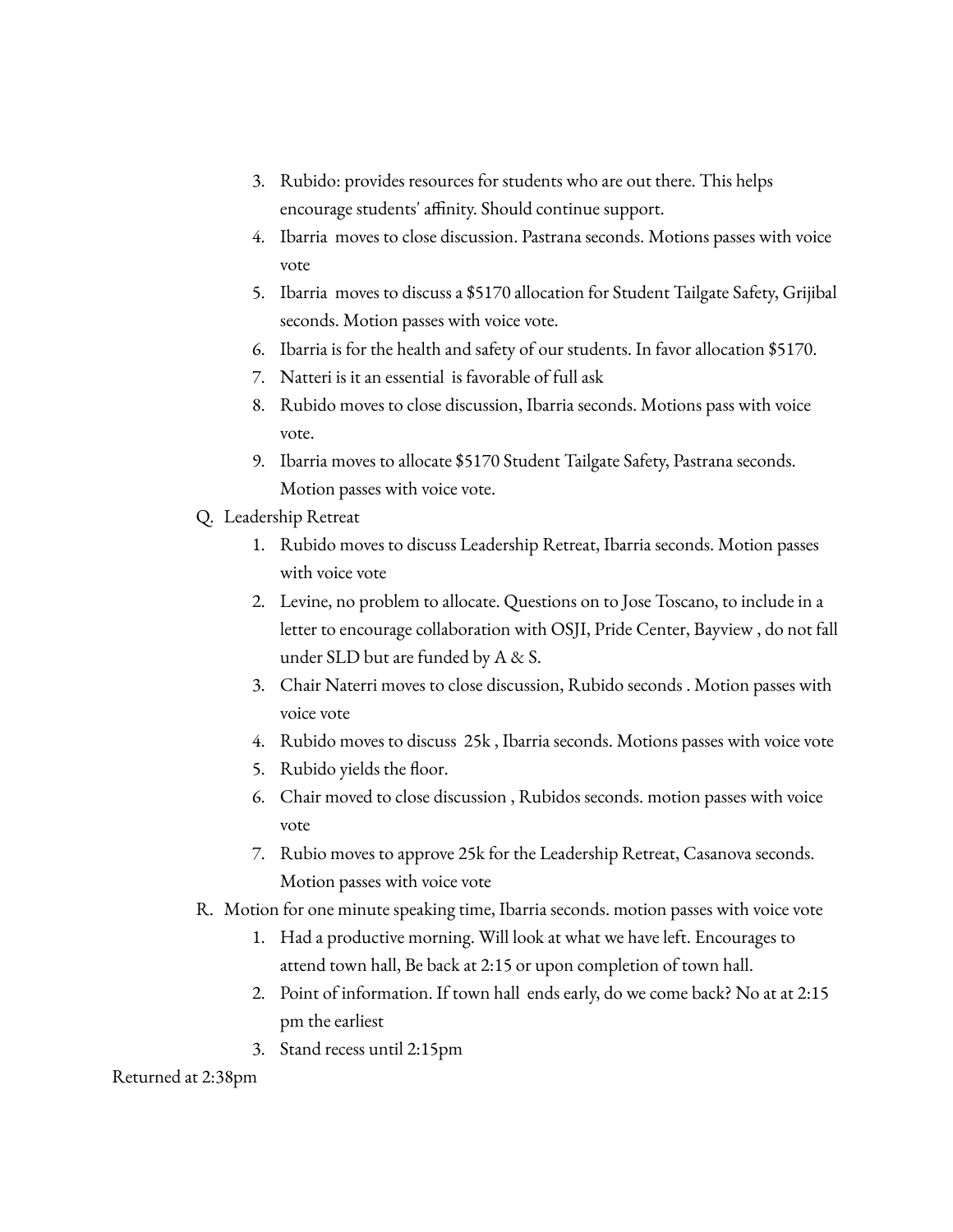3. Rubido: provides resources for students who are out there. This helps encourage students' affinity. Should continue support.
4. Ibarria moves to close discussion. Pastrana seconds. Motions passes with voice vote
5. Ibarria moves to discuss a $5170 allocation for Student Tailgate Safety, Grijibal seconds. Motion passes with voice vote.
6. Ibarria is for the health and safety of our students. In favor allocation $5170.
7. Natteri is it an essential is favorable of full ask
8. Rubido moves to close discussion, Ibarria seconds. Motions pass with voice vote.
9. Ibarria moves to allocate $5170 Student Tailgate Safety, Pastrana seconds. Motion passes with voice vote.

Q. Leadership Retreat

1. Rubido moves to discuss Leadership Retreat, Ibarria seconds. Motion passes with voice vote
2. Levine, no problem to allocate. Questions on to Jose Toscano, to include in a letter to encourage collaboration with OSJI, Pride Center, Bayview , do not fall under SLD but are funded by A & S.
3. Chair Naterri moves to close discussion, Rubido seconds . Motion passes with voice vote
4. Rubido moves to discuss 25k , Ibarria seconds. Motions passes with voice vote
5. Rubido yields the floor.
6. Chair moved to close discussion , Rubidos seconds. motion passes with voice vote
7. Rubio moves to approve 25k for the Leadership Retreat, Casanova seconds. Motion passes with voice vote

R. Motion for one minute speaking time, Ibarria seconds. motion passes with voice vote

1. Had a productive morning. Will look at what we have left. Encourages to attend town hall, Be back at 2:15 or upon completion of town hall.
2. Point of information. If town hall ends early, do we come back? No at at 2:15 pm the earliest
3. Stand recess until 2:15pm

Returned at 2:38pm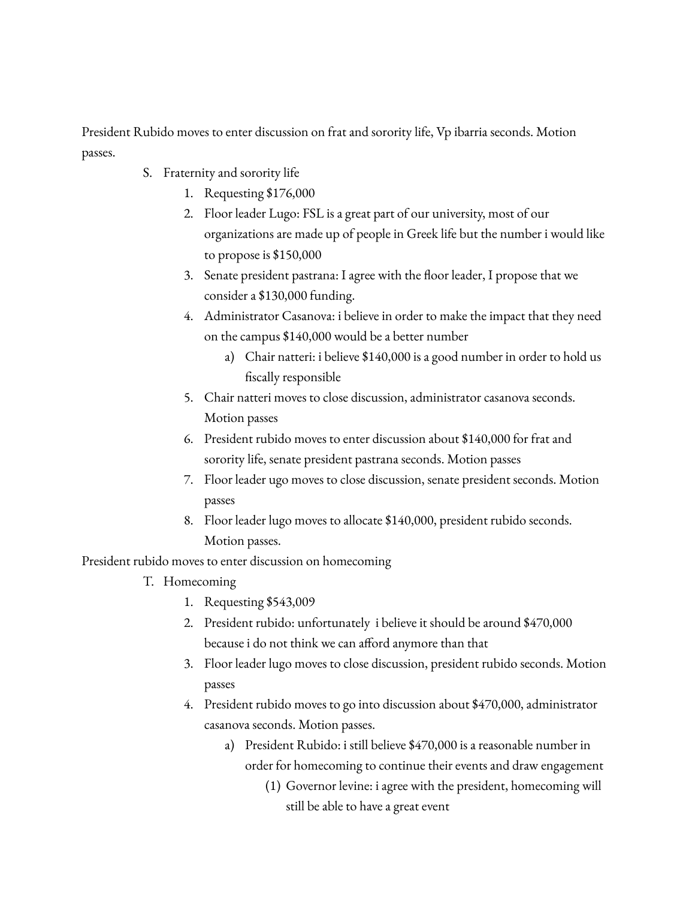President Rubido moves to enter discussion on frat and sorority life, Vp ibarria seconds. Motion passes.

S. Fraternity and sorority life
   1. Requesting $176,000
   2. Floor leader Lugo: FSL is a great part of our university, most of our organizations are made up of people in Greek life but the number i would like to propose is $150,000
   3. Senate president pastrana: I agree with the floor leader, I propose that we consider a $130,000 funding.
   4. Administrator Casanova: i believe in order to make the impact that they need on the campus $140,000 would be a better number
      a) Chair natteri: i believe $140,000 is a good number in order to hold us fiscally responsible
   5. Chair natteri moves to close discussion, administrator casanova seconds. Motion passes
   6. President rubido moves to enter discussion about $140,000 for frat and sorority life, senate president pastrana seconds. Motion passes
   7. Floor leader ugo moves to close discussion, senate president seconds. Motion passes
   8. Floor leader lugo moves to allocate $140,000, president rubido seconds. Motion passes.

President rubido moves to enter discussion on homecoming

T. Homecoming
   1. Requesting $543,009
   2. President rubido: unfortunately i believe it should be around $470,000 because i do not think we can afford anymore than that
   3. Floor leader lugo moves to close discussion, president rubido seconds. Motion passes
   4. President rubido moves to go into discussion about $470,000, administrator casanova seconds. Motion passes.
      a) President Rubido: i still believe $470,000 is a reasonable number in order for homecoming to continue their events and draw engagement
         (1) Governor levine: i agree with the president, homecoming will still be able to have a great event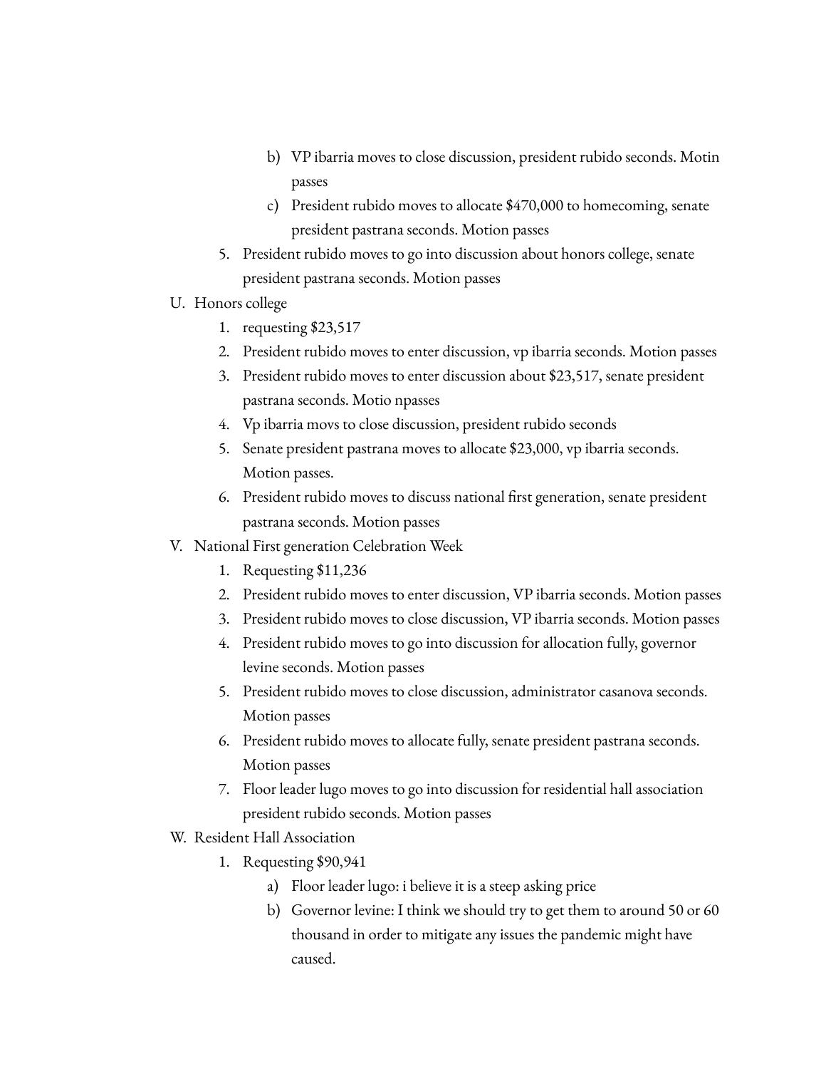- b) VP ibarria moves to close discussion, president rubido seconds. Motin passes
- c) President rubido moves to allocate $470,000 to homecoming, senate president pastrana seconds. Motion passes

5. President rubido moves to go into discussion about honors college, senate president pastrana seconds. Motion passes

U. Honors college

1. requesting $23,517
2. President rubido moves to enter discussion, vp ibarria seconds. Motion passes
3. President rubido moves to enter discussion about $23,517, senate president pastrana seconds. Motio npasses
4. Vp ibarria movs to close discussion, president rubido seconds
5. Senate president pastrana moves to allocate $23,000, vp ibarria seconds. Motion passes.
6. President rubido moves to discuss national first generation, senate president pastrana seconds. Motion passes

V. National First generation Celebration Week

1. Requesting $11,236
2. President rubido moves to enter discussion, VP ibarria seconds. Motion passes
3. President rubido moves to close discussion, VP ibarria seconds. Motion passes
4. President rubido moves to go into discussion for allocation fully, governor levine seconds. Motion passes
5. President rubido moves to close discussion, administrator casanova seconds. Motion passes
6. President rubido moves to allocate fully, senate president pastrana seconds. Motion passes
7. Floor leader lugo moves to go into discussion for residential hall association president rubido seconds. Motion passes

W. Resident Hall Association

1. Requesting $90,941
   - a) Floor leader lugo: i believe it is a steep asking price
   - b) Governor levine: I think we should try to get them to around 50 or 60 thousand in order to mitigate any issues the pandemic might have caused.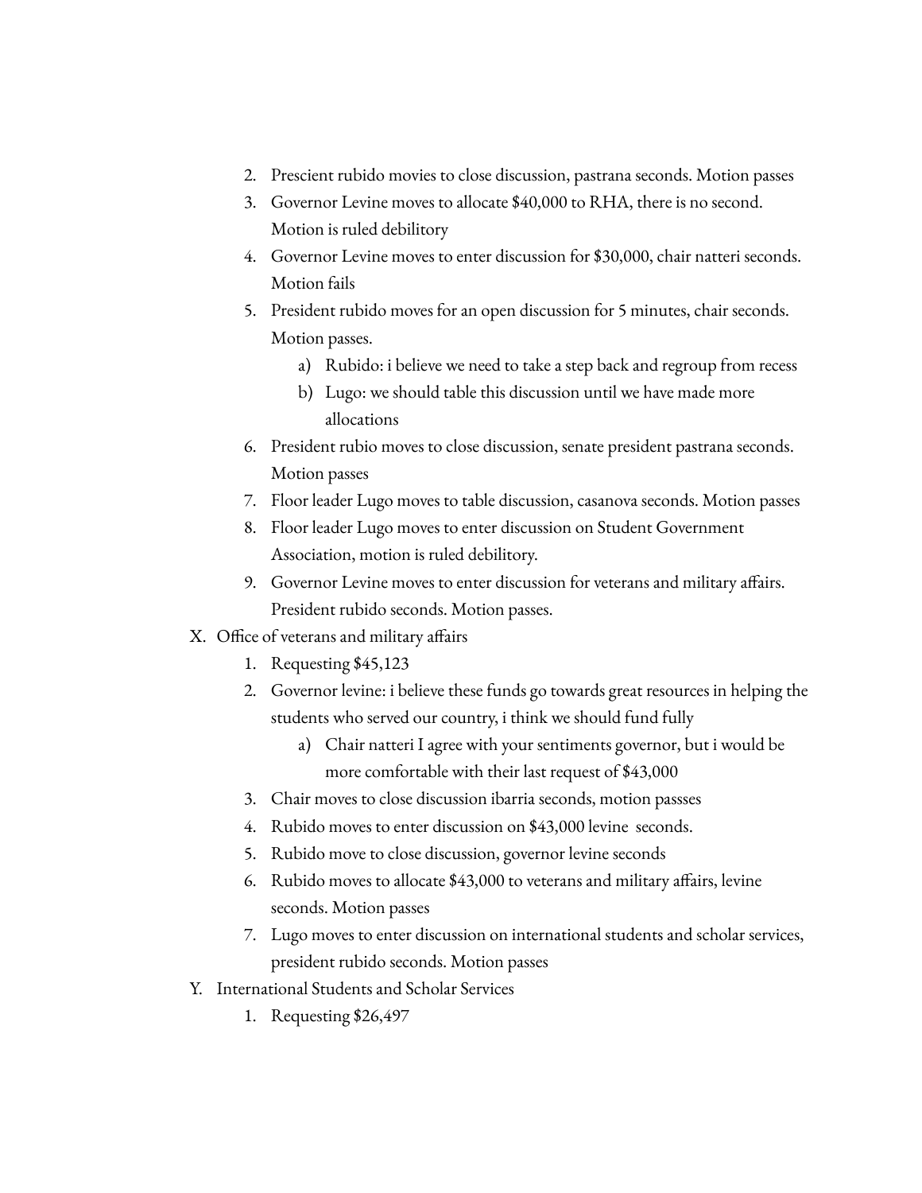2. Prescient rubido movies to close discussion, pastrana seconds. Motion passes
3. Governor Levine moves to allocate $40,000 to RHA, there is no second. Motion is ruled debilitory
4. Governor Levine moves to enter discussion for $30,000, chair natteri seconds. Motion fails
5. President rubido moves for an open discussion for 5 minutes, chair seconds. Motion passes.
    a) Rubido: i believe we need to take a step back and regroup from recess
    b) Lugo: we should table this discussion until we have made more allocations
6. President rubio moves to close discussion, senate president pastrana seconds. Motion passes
7. Floor leader Lugo moves to table discussion, casanova seconds. Motion passes
8. Floor leader Lugo moves to enter discussion on Student Government Association, motion is ruled debilitory.
9. Governor Levine moves to enter discussion for veterans and military affairs. President rubido seconds. Motion passes.

X. Office of veterans and military affairs
1. Requesting $45,123
2. Governor levine: i believe these funds go towards great resources in helping the students who served our country, i think we should fund fully
    a) Chair natteri I agree with your sentiments governor, but i would be more comfortable with their last request of $43,000
3. Chair moves to close discussion ibarria seconds, motion passses
4. Rubido moves to enter discussion on $43,000 levine seconds.
5. Rubido move to close discussion, governor levine seconds
6. Rubido moves to allocate $43,000 to veterans and military affairs, levine seconds. Motion passes
7. Lugo moves to enter discussion on international students and scholar services, president rubido seconds. Motion passes

Y. International Students and Scholar Services
1. Requesting $26,497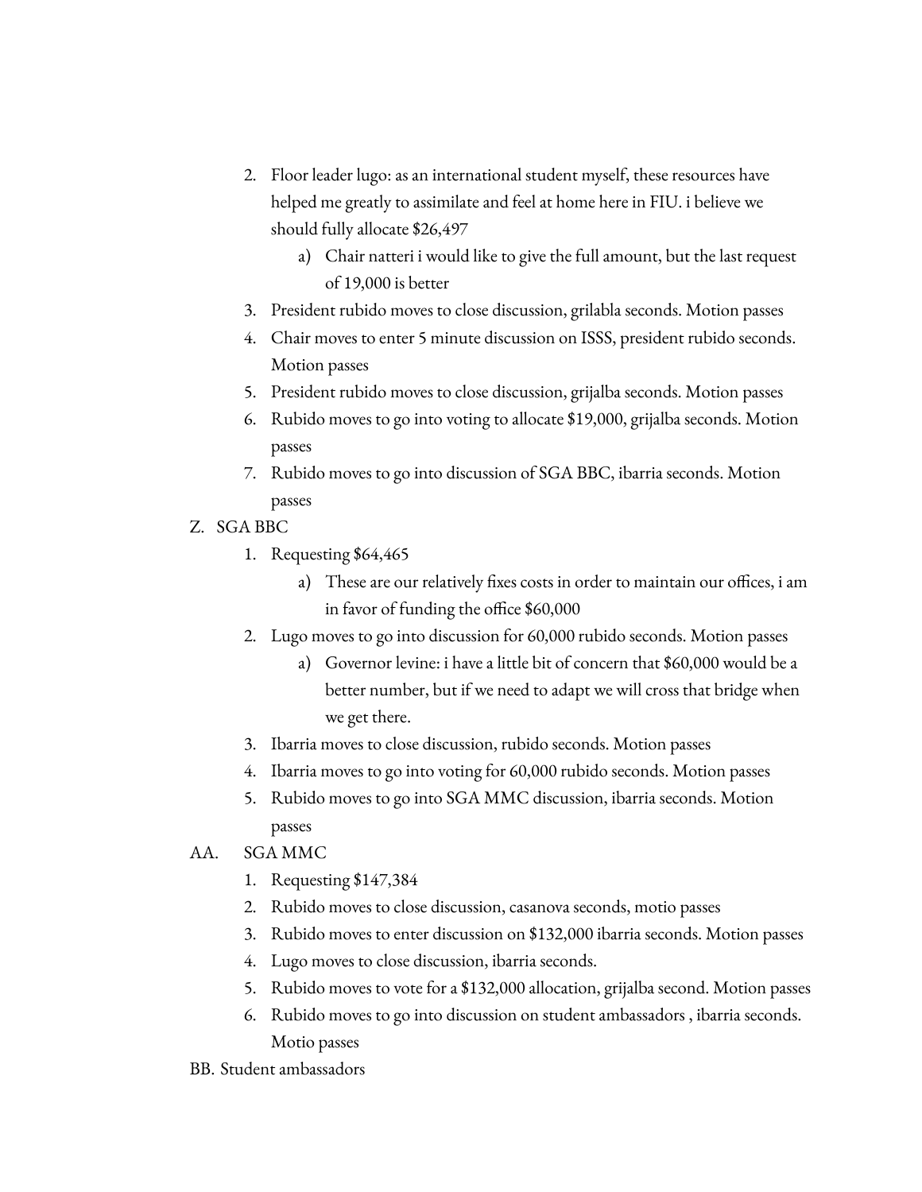2. Floor leader lugo: as an international student myself, these resources have helped me greatly to assimilate and feel at home here in FIU. i believe we should fully allocate $26,497
    a) Chair natteri i would like to give the full amount, but the last request of 19,000 is better
3. President rubido moves to close discussion, grilabla seconds. Motion passes
4. Chair moves to enter 5 minute discussion on ISSS, president rubido seconds. Motion passes
5. President rubido moves to close discussion, grijalba seconds. Motion passes
6. Rubido moves to go into voting to allocate $19,000, grijalba seconds. Motion passes
7. Rubido moves to go into discussion of SGA BBC, ibarria seconds. Motion passes

Z. SGA BBC

1. Requesting $64,465
    a) These are our relatively fixes costs in order to maintain our offices, i am in favor of funding the office $60,000
2. Lugo moves to go into discussion for 60,000 rubido seconds. Motion passes
    a) Governor levine: i have a little bit of concern that $60,000 would be a better number, but if we need to adapt we will cross that bridge when we get there.
3. Ibarria moves to close discussion, rubido seconds. Motion passes
4. Ibarria moves to go into voting for 60,000 rubido seconds. Motion passes
5. Rubido moves to go into SGA MMC discussion, ibarria seconds. Motion passes

AA. SGA MMC

1. Requesting $147,384
2. Rubido moves to close discussion, casanova seconds, motio passes
3. Rubido moves to enter discussion on $132,000 ibarria seconds. Motion passes
4. Lugo moves to close discussion, ibarria seconds.
5. Rubido moves to vote for a $132,000 allocation, grijalba second. Motion passes
6. Rubido moves to go into discussion on student ambassadors , ibarria seconds. Motio passes

BB. Student ambassadors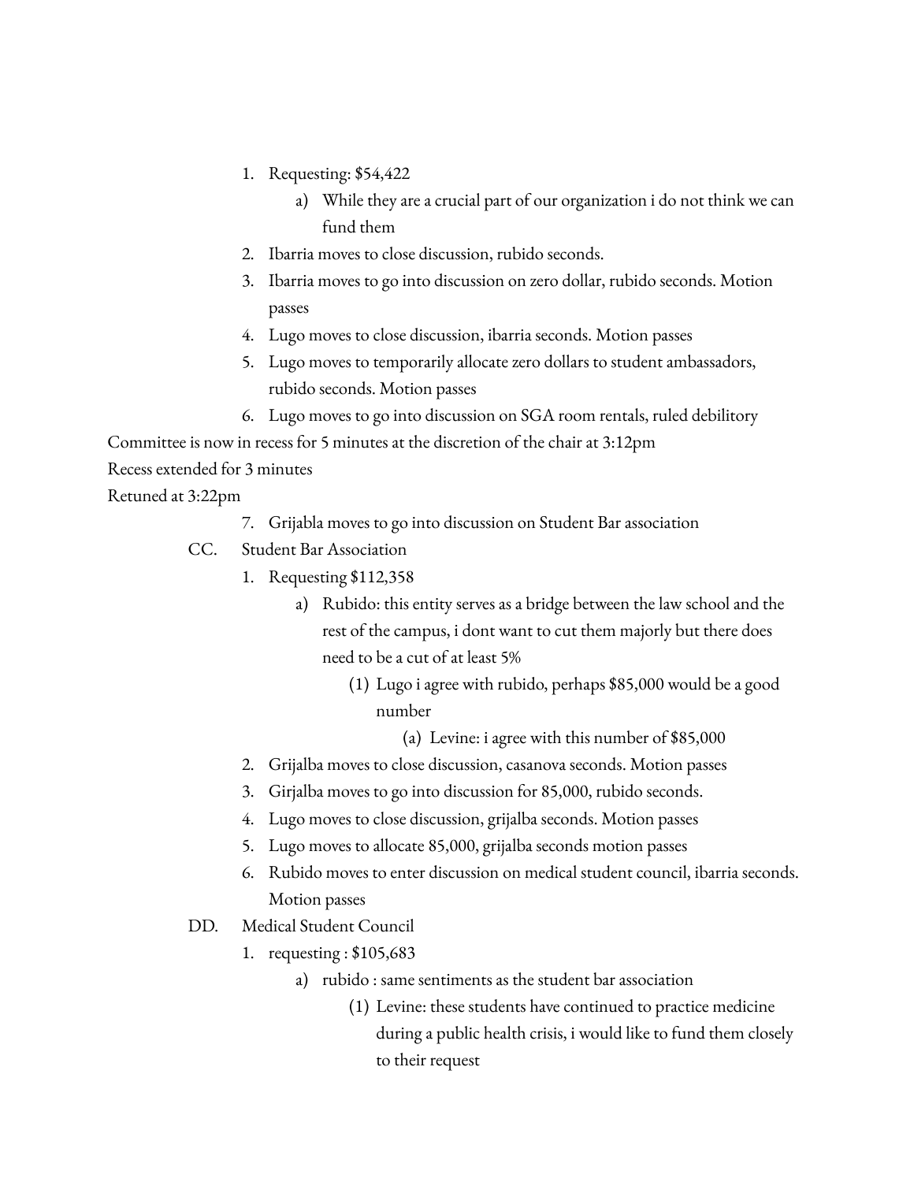1. Requesting: $54,422
    a) While they are a crucial part of our organization i do not think we can fund them
2. Ibarria moves to close discussion, rubido seconds.
3. Ibarria moves to go into discussion on zero dollar, rubido seconds. Motion passes
4. Lugo moves to close discussion, ibarria seconds. Motion passes
5. Lugo moves to temporarily allocate zero dollars to student ambassadors, rubido seconds. Motion passes
6. Lugo moves to go into discussion on SGA room rentals, ruled debilitory

Committee is now in recess for 5 minutes at the discretion of the chair at 3:12pm

Recess extended for 3 minutes

Retuned at 3:22pm

7. Grijabla moves to go into discussion on Student Bar association

CC. Student Bar Association

1. Requesting $112,358
    a) Rubido: this entity serves as a bridge between the law school and the rest of the campus, i dont want to cut them majorly but there does need to be a cut of at least 5%
        (1) Lugo i agree with rubido, perhaps $85,000 would be a good number
            (a) Levine: i agree with this number of $85,000
2. Grijalba moves to close discussion, casanova seconds. Motion passes
3. Girjalba moves to go into discussion for 85,000, rubido seconds.
4. Lugo moves to close discussion, grijalba seconds. Motion passes
5. Lugo moves to allocate 85,000, grijalba seconds motion passes
6. Rubido moves to enter discussion on medical student council, ibarria seconds. Motion passes

DD. Medical Student Council

1. requesting : $105,683
    a) rubido : same sentiments as the student bar association
        (1) Levine: these students have continued to practice medicine during a public health crisis, i would like to fund them closely to their request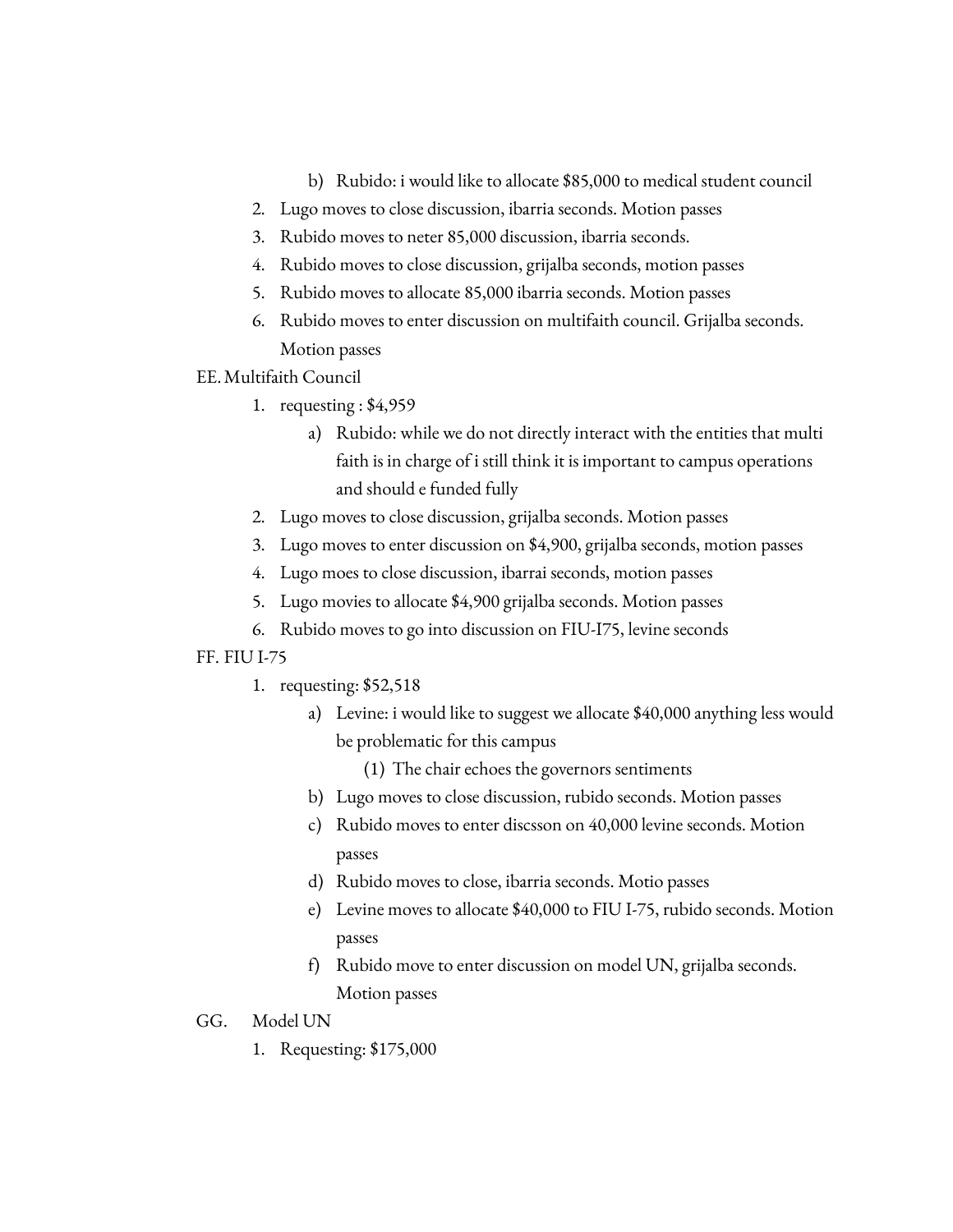- b) Rubido: i would like to allocate $85,000 to medical student council
2. Lugo moves to close discussion, ibarria seconds. Motion passes
3. Rubido moves to neter 85,000 discussion, ibarria seconds.
4. Rubido moves to close discussion, grijalba seconds, motion passes
5. Rubido moves to allocate 85,000 ibarria seconds. Motion passes
6. Rubido moves to enter discussion on multifaith council. Grijalba seconds. Motion passes

EE. Multifaith Council

1. requesting : $4,959
   - a) Rubido: while we do not directly interact with the entities that multi faith is in charge of i still think it is important to campus operations and should e funded fully
2. Lugo moves to close discussion, grijalba seconds. Motion passes
3. Lugo moves to enter discussion on $4,900, grijalba seconds, motion passes
4. Lugo moes to close discussion, ibarrai seconds, motion passes
5. Lugo movies to allocate $4,900 grijalba seconds. Motion passes
6. Rubido moves to go into discussion on FIU-I75, levine seconds

FF. FIU I-75

1. requesting: $52,518
   - a) Levine: i would like to suggest we allocate $40,000 anything less would be problematic for this campus
     - (1) The chair echoes the governors sentiments
   - b) Lugo moves to close discussion, rubido seconds. Motion passes
   - c) Rubido moves to enter discsson on 40,000 levine seconds. Motion passes
   - d) Rubido moves to close, ibarria seconds. Motio passes
   - e) Levine moves to allocate $40,000 to FIU I-75, rubido seconds. Motion passes
   - f) Rubido move to enter discussion on model UN, grijalba seconds. Motion passes

GG. Model UN

1. Requesting: $175,000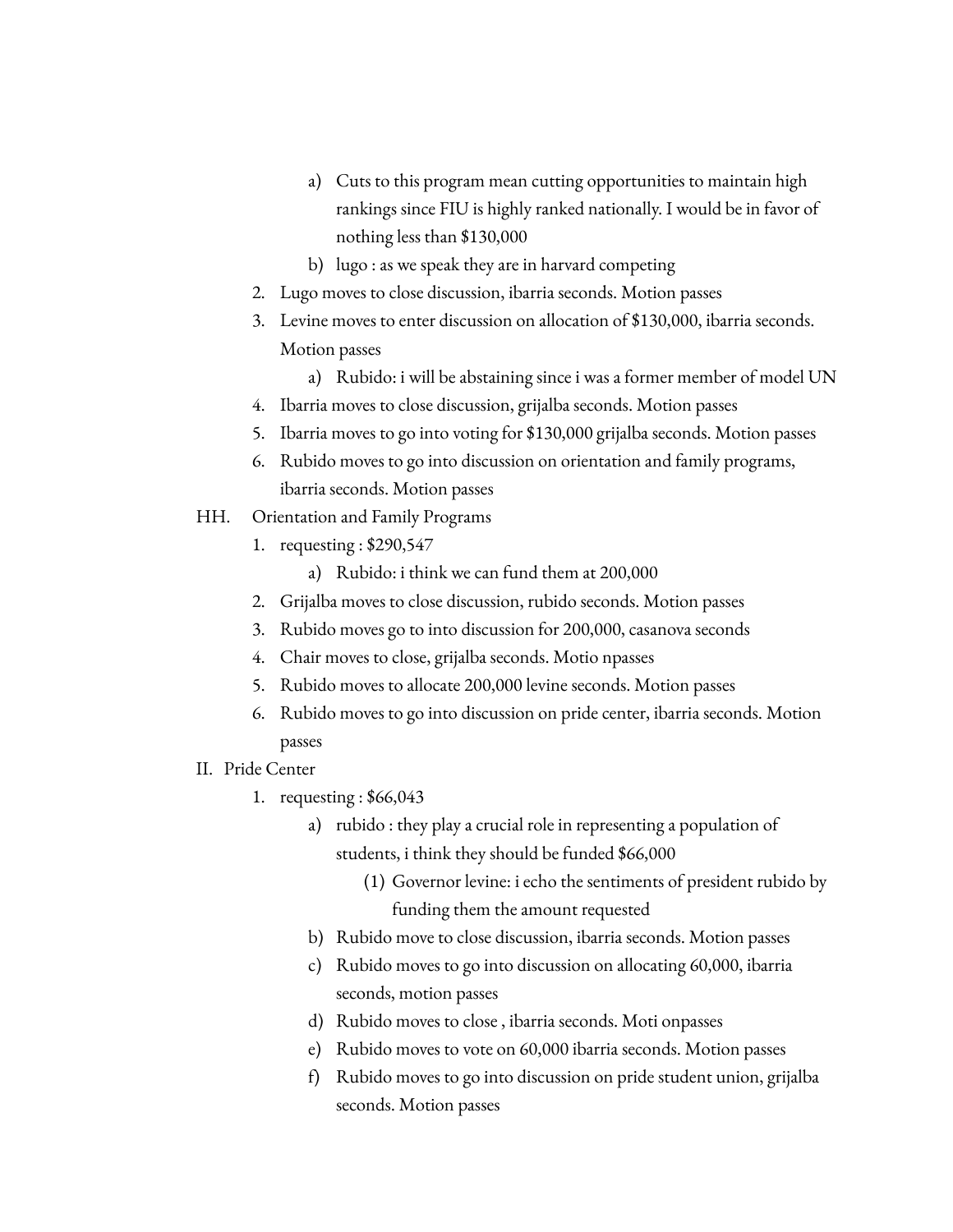a) Cuts to this program mean cutting opportunities to maintain high rankings since FIU is highly ranked nationally. I would be in favor of nothing less than $130,000
            b) lugo : as we speak they are in harvard competing
    2. Lugo moves to close discussion, ibarria seconds. Motion passes
    3. Levine moves to enter discussion on allocation of $130,000, ibarria seconds. Motion passes
        a) Rubido: i will be abstaining since i was a former member of model UN
    4. Ibarria moves to close discussion, grijalba seconds. Motion passes
    5. Ibarria moves to go into voting for $130,000 grijalba seconds. Motion passes
    6. Rubido moves to go into discussion on orientation and family programs, ibarria seconds. Motion passes

HH. Orientation and Family Programs

1. requesting : $290,547
    a) Rubido: i think we can fund them at 200,000
2. Grijalba moves to close discussion, rubido seconds. Motion passes
3. Rubido moves go to into discussion for 200,000, casanova seconds
4. Chair moves to close, grijalba seconds. Motio npasses
5. Rubido moves to allocate 200,000 levine seconds. Motion passes
6. Rubido moves to go into discussion on pride center, ibarria seconds. Motion passes

II. Pride Center

1. requesting : $66,043
    a) rubido : they play a crucial role in representing a population of students, i think they should be funded $66,000
        (1) Governor levine: i echo the sentiments of president rubido by funding them the amount requested
    b) Rubido move to close discussion, ibarria seconds. Motion passes
    c) Rubido moves to go into discussion on allocating 60,000, ibarria seconds, motion passes
    d) Rubido moves to close , ibarria seconds. Moti onpasses
    e) Rubido moves to vote on 60,000 ibarria seconds. Motion passes
    f) Rubido moves to go into discussion on pride student union, grijalba seconds. Motion passes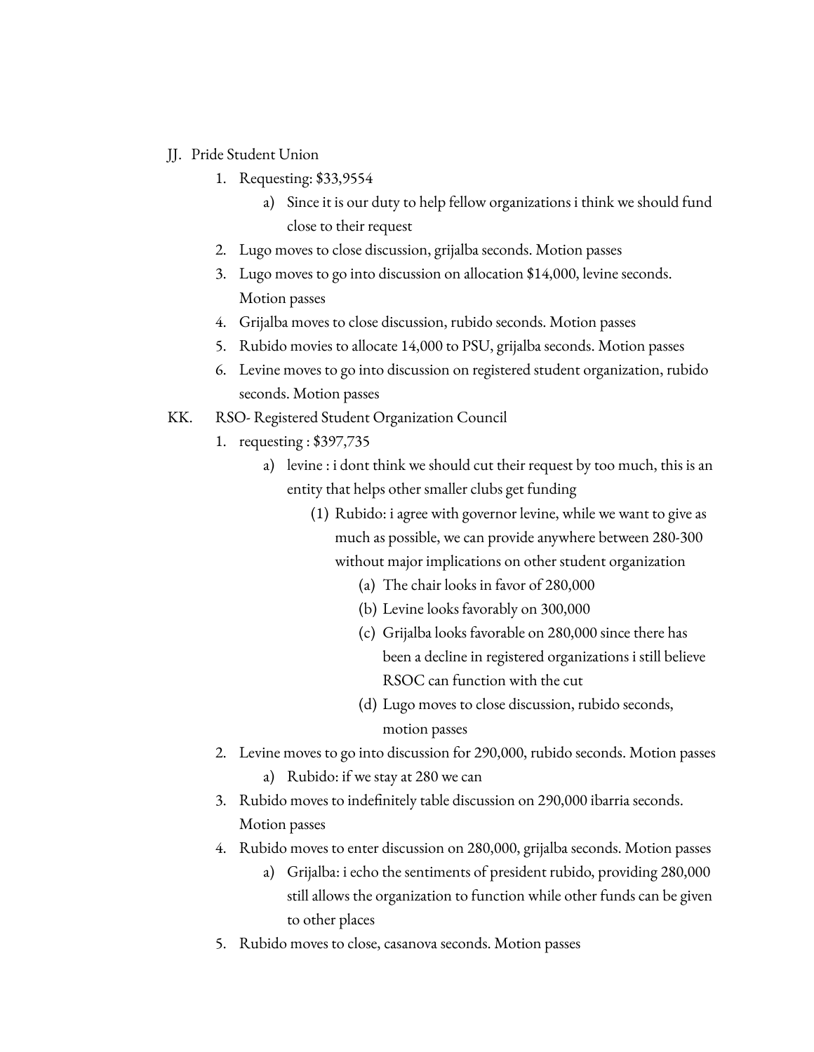JJ. Pride Student Union
1. Requesting: $33,9554
    a) Since it is our duty to help fellow organizations i think we should fund close to their request
2. Lugo moves to close discussion, grijalba seconds. Motion passes
3. Lugo moves to go into discussion on allocation $14,000, levine seconds. Motion passes
4. Grijalba moves to close discussion, rubido seconds. Motion passes
5. Rubido movies to allocate 14,000 to PSU, grijalba seconds. Motion passes
6. Levine moves to go into discussion on registered student organization, rubido seconds. Motion passes

KK. RSO- Registered Student Organization Council
1. requesting : $397,735
    a) levine : i dont think we should cut their request by too much, this is an entity that helps other smaller clubs get funding
        (1) Rubido: i agree with governor levine, while we want to give as much as possible, we can provide anywhere between 280-300 without major implications on other student organization
            (a) The chair looks in favor of 280,000
            (b) Levine looks favorably on 300,000
            (c) Grijalba looks favorable on 280,000 since there has been a decline in registered organizations i still believe RSOC can function with the cut
            (d) Lugo moves to close discussion, rubido seconds, motion passes
2. Levine moves to go into discussion for 290,000, rubido seconds. Motion passes
    a) Rubido: if we stay at 280 we can
3. Rubido moves to indefinitely table discussion on 290,000 ibarria seconds. Motion passes
4. Rubido moves to enter discussion on 280,000, grijalba seconds. Motion passes
    a) Grijalba: i echo the sentiments of president rubido, providing 280,000 still allows the organization to function while other funds can be given to other places
5. Rubido moves to close, casanova seconds. Motion passes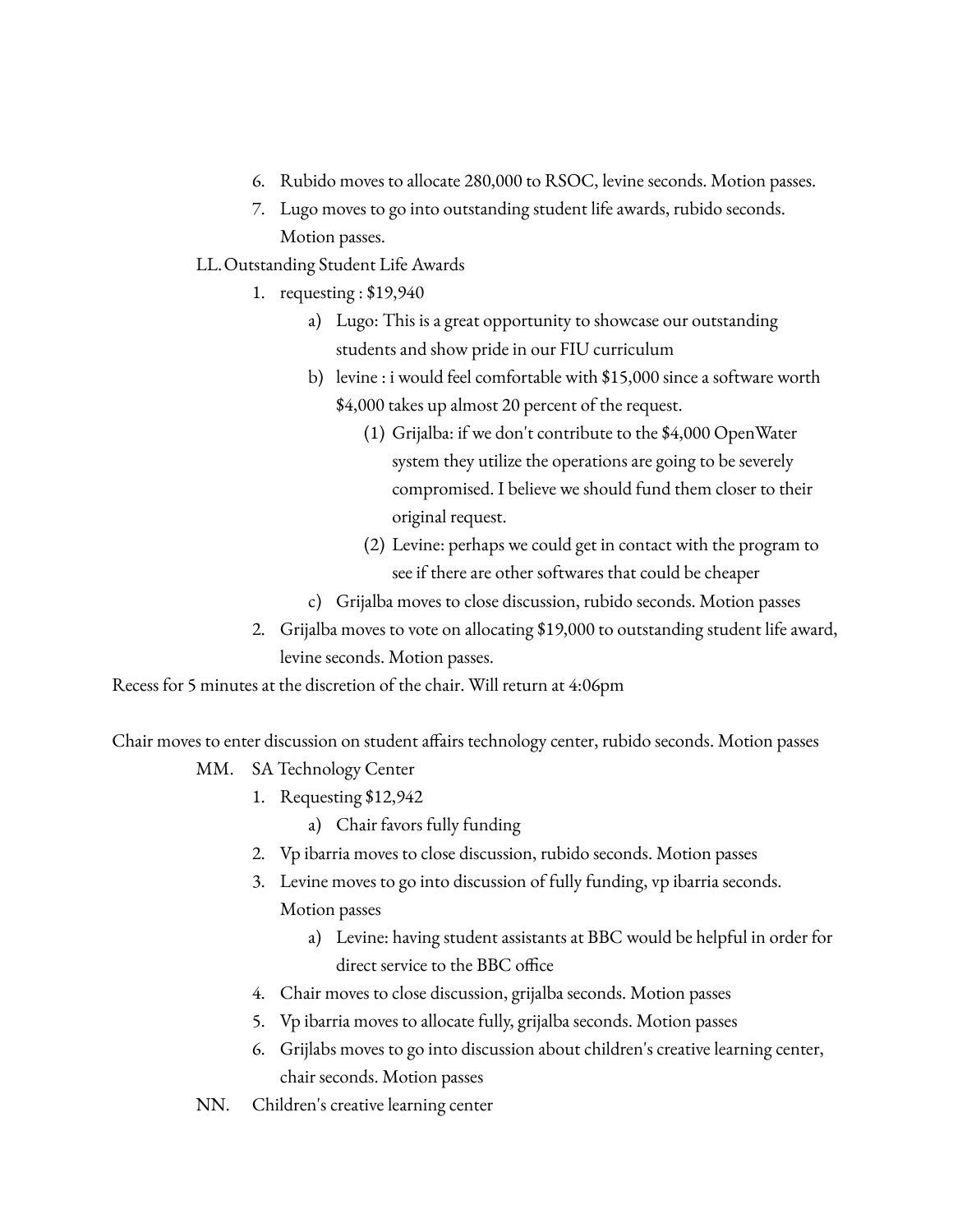6. Rubido moves to allocate 280,000 to RSOC, levine seconds. Motion passes.
7. Lugo moves to go into outstanding student life awards, rubido seconds. Motion passes.

LL. Outstanding Student Life Awards

1. requesting : $19,940
    a) Lugo: This is a great opportunity to showcase our outstanding students and show pride in our FIU curriculum
    b) levine : i would feel comfortable with $15,000 since a software worth $4,000 takes up almost 20 percent of the request.
        (1) Grijalba: if we don't contribute to the $4,000 OpenWater system they utilize the operations are going to be severely compromised. I believe we should fund them closer to their original request.
        (2) Levine: perhaps we could get in contact with the program to see if there are other softwares that could be cheaper
    c) Grijalba moves to close discussion, rubido seconds. Motion passes
2. Grijalba moves to vote on allocating $19,000 to outstanding student life award, levine seconds. Motion passes.

Recess for 5 minutes at the discretion of the chair. Will return at 4:06pm

Chair moves to enter discussion on student affairs technology center, rubido seconds. Motion passes

MM. SA Technology Center

1. Requesting $12,942
    a) Chair favors fully funding
2. Vp ibarria moves to close discussion, rubido seconds. Motion passes
3. Levine moves to go into discussion of fully funding, vp ibarria seconds. Motion passes
    a) Levine: having student assistants at BBC would be helpful in order for direct service to the BBC office
4. Chair moves to close discussion, grijalba seconds. Motion passes
5. Vp ibarria moves to allocate fully, grijalba seconds. Motion passes
6. Grijlabs moves to go into discussion about children's creative learning center, chair seconds. Motion passes

NN. Children's creative learning center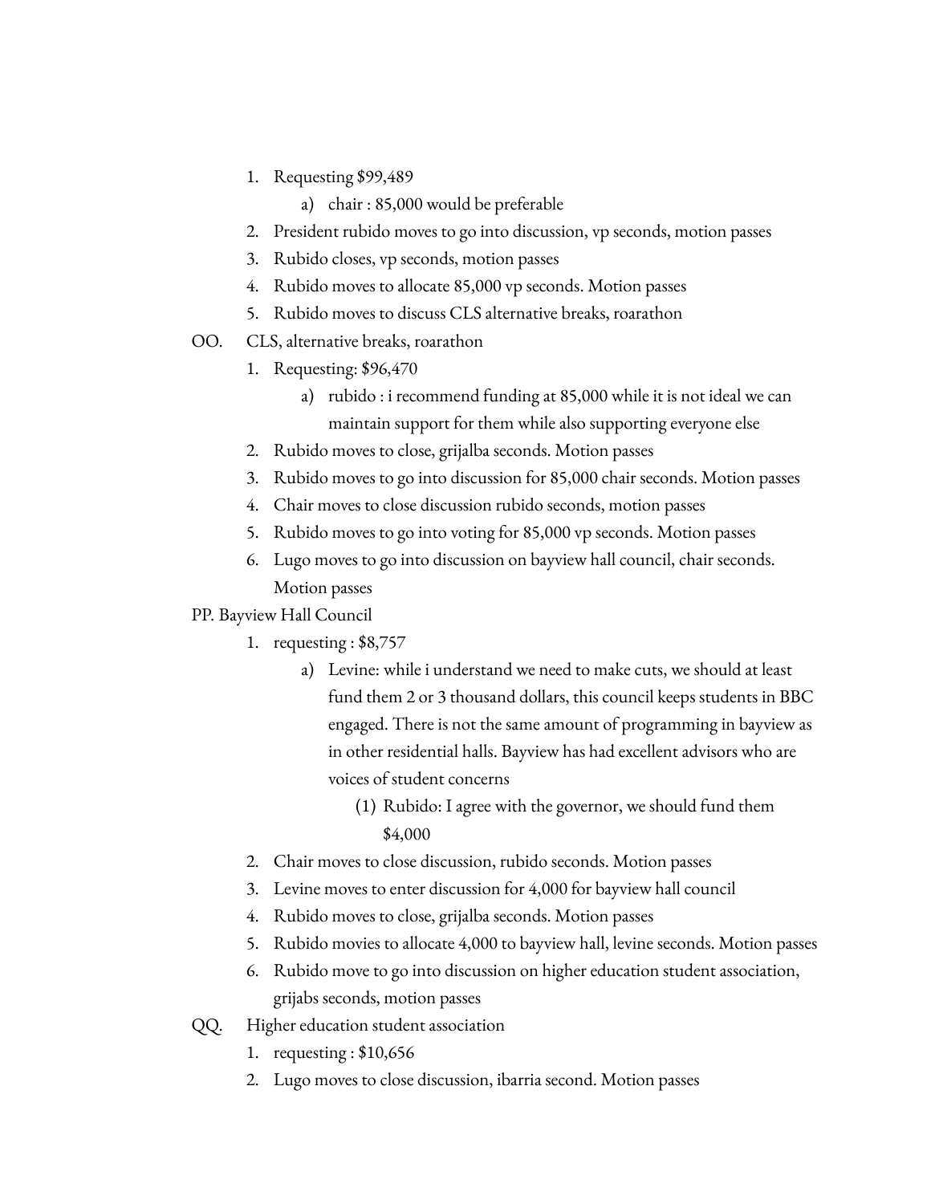1. Requesting $99,489
    a) chair : 85,000 would be preferable
2. President rubido moves to go into discussion, vp seconds, motion passes
3. Rubido closes, vp seconds, motion passes
4. Rubido moves to allocate 85,000 vp seconds. Motion passes
5. Rubido moves to discuss CLS alternative breaks, roarathon

OO. CLS, alternative breaks, roarathon

1. Requesting: $96,470
    a) rubido : i recommend funding at 85,000 while it is not ideal we can maintain support for them while also supporting everyone else
2. Rubido moves to close, grijalba seconds. Motion passes
3. Rubido moves to go into discussion for 85,000 chair seconds. Motion passes
4. Chair moves to close discussion rubido seconds, motion passes
5. Rubido moves to go into voting for 85,000 vp seconds. Motion passes
6. Lugo moves to go into discussion on bayview hall council, chair seconds. Motion passes

PP. Bayview Hall Council

1. requesting : $8,757
    a) Levine: while i understand we need to make cuts, we should at least fund them 2 or 3 thousand dollars, this council keeps students in BBC engaged. There is not the same amount of programming in bayview as in other residential halls. Bayview has had excellent advisors who are voices of student concerns
        (1) Rubido: I agree with the governor, we should fund them $4,000
2. Chair moves to close discussion, rubido seconds. Motion passes
3. Levine moves to enter discussion for 4,000 for bayview hall council
4. Rubido moves to close, grijalba seconds. Motion passes
5. Rubido movies to allocate 4,000 to bayview hall, levine seconds. Motion passes
6. Rubido move to go into discussion on higher education student association, grijabs seconds, motion passes

QQ. Higher education student association

1. requesting : $10,656
2. Lugo moves to close discussion, ibarria second. Motion passes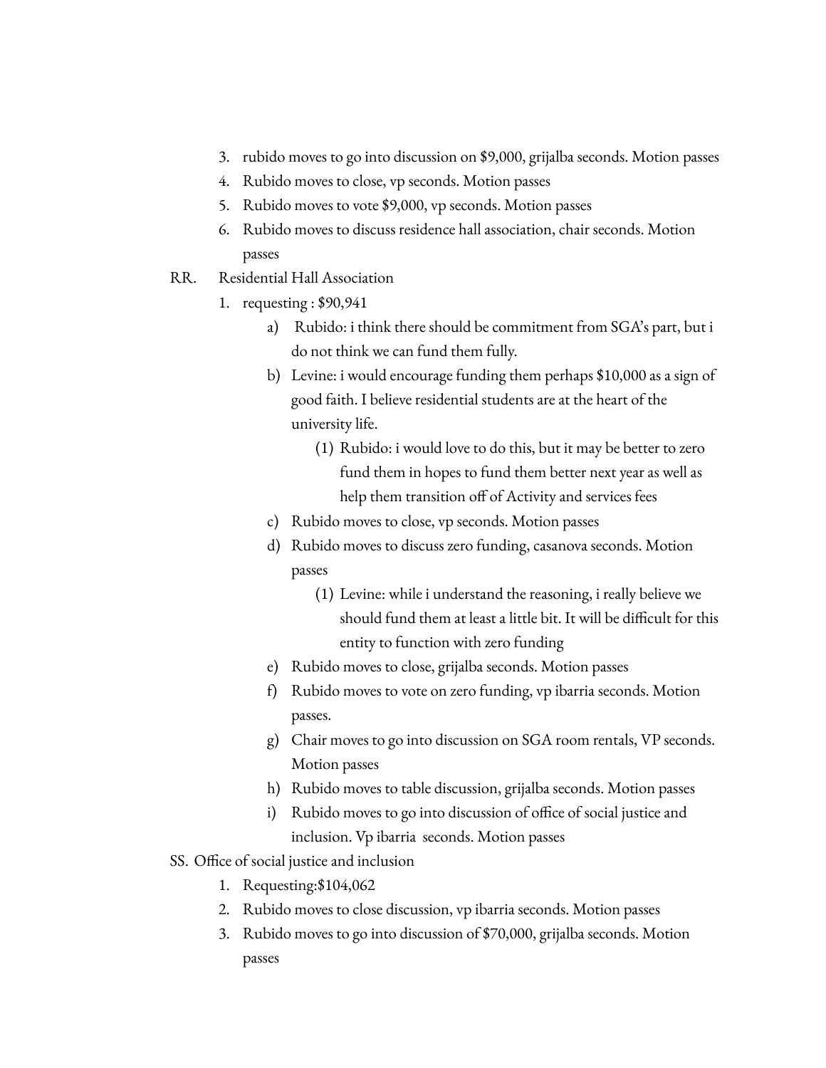3. rubido moves to go into discussion on $9,000, grijalba seconds. Motion passes
4. Rubido moves to close, vp seconds. Motion passes
5. Rubido moves to vote $9,000, vp seconds. Motion passes
6. Rubido moves to discuss residence hall association, chair seconds. Motion passes

RR. Residential Hall Association

1. requesting : $90,941
   a) Rubido: i think there should be commitment from SGA's part, but i do not think we can fund them fully.
   b) Levine: i would encourage funding them perhaps $10,000 as a sign of good faith. I believe residential students are at the heart of the university life.
      (1) Rubido: i would love to do this, but it may be better to zero fund them in hopes to fund them better next year as well as help them transition off of Activity and services fees
   c) Rubido moves to close, vp seconds. Motion passes
   d) Rubido moves to discuss zero funding, casanova seconds. Motion passes
      (1) Levine: while i understand the reasoning, i really believe we should fund them at least a little bit. It will be difficult for this entity to function with zero funding
   e) Rubido moves to close, grijalba seconds. Motion passes
   f) Rubido moves to vote on zero funding, vp ibarria seconds. Motion passes.
   g) Chair moves to go into discussion on SGA room rentals, VP seconds. Motion passes
   h) Rubido moves to table discussion, grijalba seconds. Motion passes
   i) Rubido moves to go into discussion of office of social justice and inclusion. Vp ibarria seconds. Motion passes

SS. Office of social justice and inclusion

1. Requesting:$104,062
2. Rubido moves to close discussion, vp ibarria seconds. Motion passes
3. Rubido moves to go into discussion of $70,000, grijalba seconds. Motion passes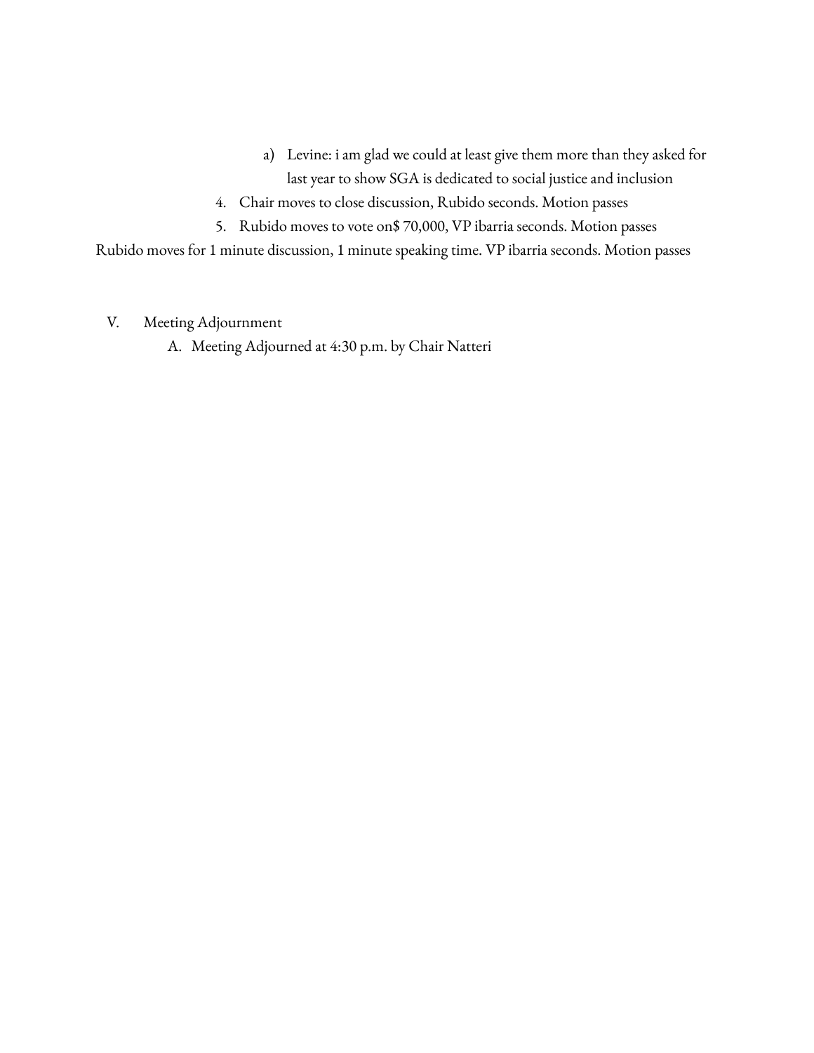a) Levine: i am glad we could at least give them more than they asked for last year to show SGA is dedicated to social justice and inclusion

    4. Chair moves to close discussion, Rubido seconds. Motion passes
    5. Rubido moves to vote on$ 70,000, VP ibarria seconds. Motion passes

Rubido moves for 1 minute discussion, 1 minute speaking time. VP ibarria seconds. Motion passes

V. Meeting Adjournment

   A. Meeting Adjourned at 4:30 p.m. by Chair Natteri